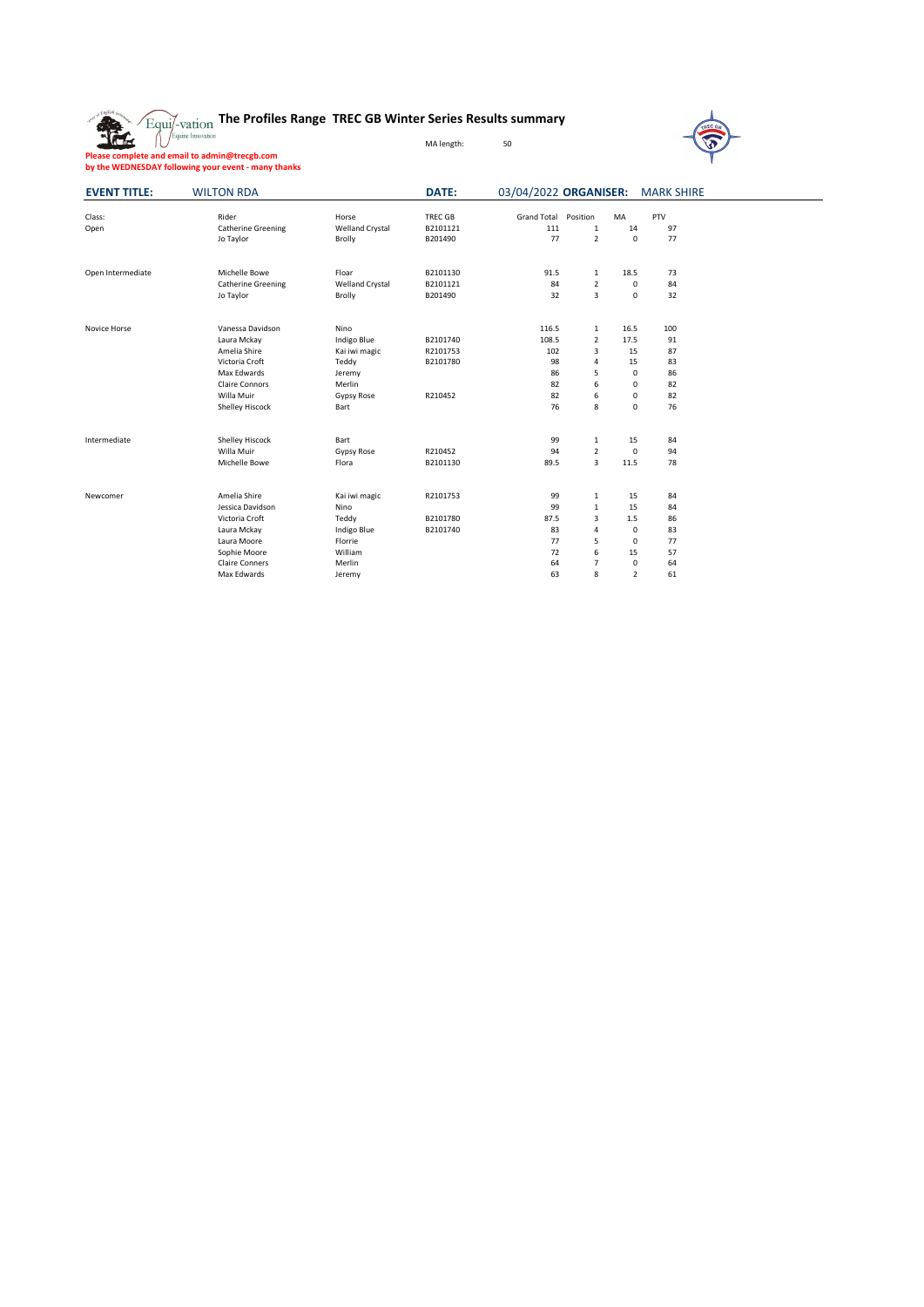# The Profiles Range TREC GB Winter Series Results summary

MA length: 50

**Please complete and email to admin@trecgb.com**
**by the WEDNESDAY following your event - many thanks**

**EVENT TITLE:** WILTON RDA **DATE:** 03/04/2022 **ORGANISER:** MARK SHIRE

| Class: | Rider | Horse | TREC GB | Grand Total | Position | MA | PTV |
|---|---|---|---|---|---|---|---|
| Open | Catherine Greening | Welland Crystal | B2101121 | 111 | 1 | 14 | 97 |
| | Jo Taylor | Brolly | B201490 | 77 | 2 | 0 | 77 |
| | | | | | | | |
| Open Intermediate | Michelle Bowe | Floar | B2101130 | 91.5 | 1 | 18.5 | 73 |
| | Catherine Greening | Welland Crystal | B2101121 | 84 | 2 | 0 | 84 |
| | Jo Taylor | Brolly | B201490 | 32 | 3 | 0 | 32 |
| | | | | | | | |
| Novice Horse | Vanessa Davidson | Nino | | 116.5 | 1 | 16.5 | 100 |
| | Laura Mckay | Indigo Blue | B2101740 | 108.5 | 2 | 17.5 | 91 |
| | Amelia Shire | Kai iwi magic | R2101753 | 102 | 3 | 15 | 87 |
| | Victoria Croft | Teddy | B2101780 | 98 | 4 | 15 | 83 |
| | Max Edwards | Jeremy | | 86 | 5 | 0 | 86 |
| | Claire Connors | Merlin | | 82 | 6 | 0 | 82 |
| | Willa Muir | Gypsy Rose | R210452 | 82 | 6 | 0 | 82 |
| | Shelley Hiscock | Bart | | 76 | 8 | 0 | 76 |
| | | | | | | | |
| Intermediate | Shelley Hiscock | Bart | | 99 | 1 | 15 | 84 |
| | Willa Muir | Gypsy Rose | R210452 | 94 | 2 | 0 | 94 |
| | Michelle Bowe | Flora | B2101130 | 89.5 | 3 | 11.5 | 78 |
| | | | | | | | |
| Newcomer | Amelia Shire | Kai iwi magic | R2101753 | 99 | 1 | 15 | 84 |
| | Jessica Davidson | Nino | | 99 | 1 | 15 | 84 |
| | Victoria Croft | Teddy | B2101780 | 87.5 | 3 | 1.5 | 86 |
| | Laura Mckay | Indigo Blue | B2101740 | 83 | 4 | 0 | 83 |
| | Laura Moore | Florrie | | 77 | 5 | 0 | 77 |
| | Sophie Moore | William | | 72 | 6 | 15 | 57 |
| | Claire Conners | Merlin | | 64 | 7 | 0 | 64 |
| | Max Edwards | Jeremy | | 63 | 8 | 2 | 61 |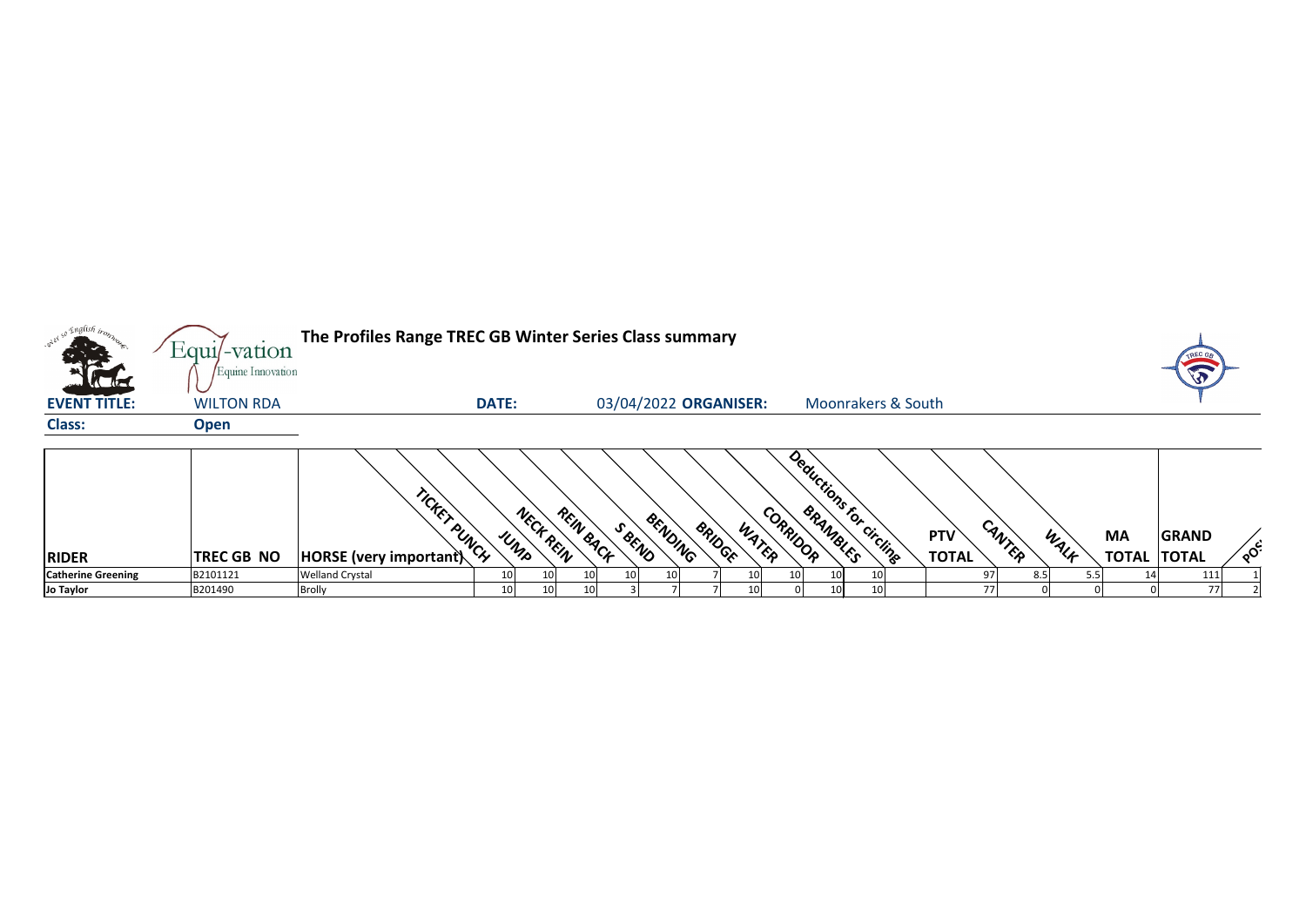# The Profiles Range TREC GB Winter Series Class summary

**EVENT TITLE:** WILTON RDA **DATE:** 03/04/2022 **ORGANISER:** Moonrakers & South

**Class:** Open

| RIDER | TREC GB NO | HORSE (very important) | TICKET PUNCH | JUMP | NECK REIN | REIN BACK | S BEND | BENDING | BRIDGE | WATER | CORRIDOR | BRAMBLES | Deductions for circling | PTV TOTAL | CANTER | WALK | MA TOTAL | GRAND TOTAL | POS |
|---|---|---|---|---|---|---|---|---|---|---|---|---|---|---|---|---|---|---|---|
| Catherine Greening | B2101121 | Welland Crystal | 10 | 10 | 10 | 10 | 10 | 7 | 10 | 10 | 10 | 10 | | 97 | 8.5 | 5.5 | 14 | 111 | 1 |
| Jo Taylor | B201490 | Brolly | 10 | 10 | 10 | 3 | 7 | 7 | 10 | 0 | 10 | 10 | | 77 | 0 | 0 | 0 | 77 | 2 |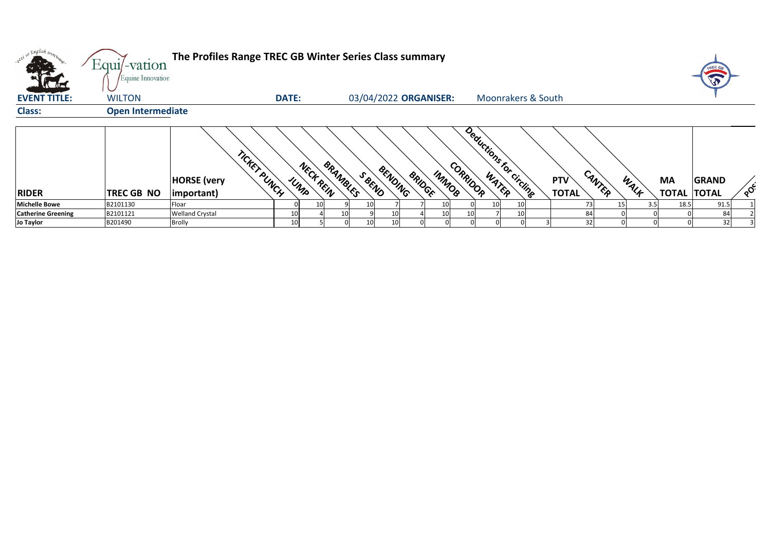# The Profiles Range TREC GB Winter Series Class summary

**EVENT TITLE:** WILTON **DATE:** 03/04/2022 **ORGANISER:** Moonrakers & South

**Class:** Open Intermediate

| RIDER | TREC GB NO | HORSE (very important) | TICKET PUNCH | JUMP | NECK REIN | BRAMBLES | S BEND | BENDING | BRIDGE | IMMOB | CORRIDOR | WATER | Deductions for circling | PTV TOTAL | CANTER | WALK | MA TOTAL | GRAND TOTAL | POS |
|---|---|---|---|---|---|---|---|---|---|---|---|---|---|---|---|---|---|---|---|
| Michelle Bowe | B2101130 | Floar | 0 | 10 | 9 | 10 | 7 | 7 | 10 | 0 | 10 | 10 | | 73 | 15 | 3.5 | 18.5 | 91.5 | 1 |
| Catherine Greening | B2101121 | Welland Crystal | 10 | 4 | 10 | 9 | 10 | 4 | 10 | 10 | 7 | 10 | | 84 | 0 | 0 | 0 | 84 | 2 |
| Jo Taylor | B201490 | Brolly | 10 | 5 | 0 | 10 | 10 | 0 | 0 | 0 | 0 | 0 | 3 | 32 | 0 | 0 | 0 | 32 | 3 |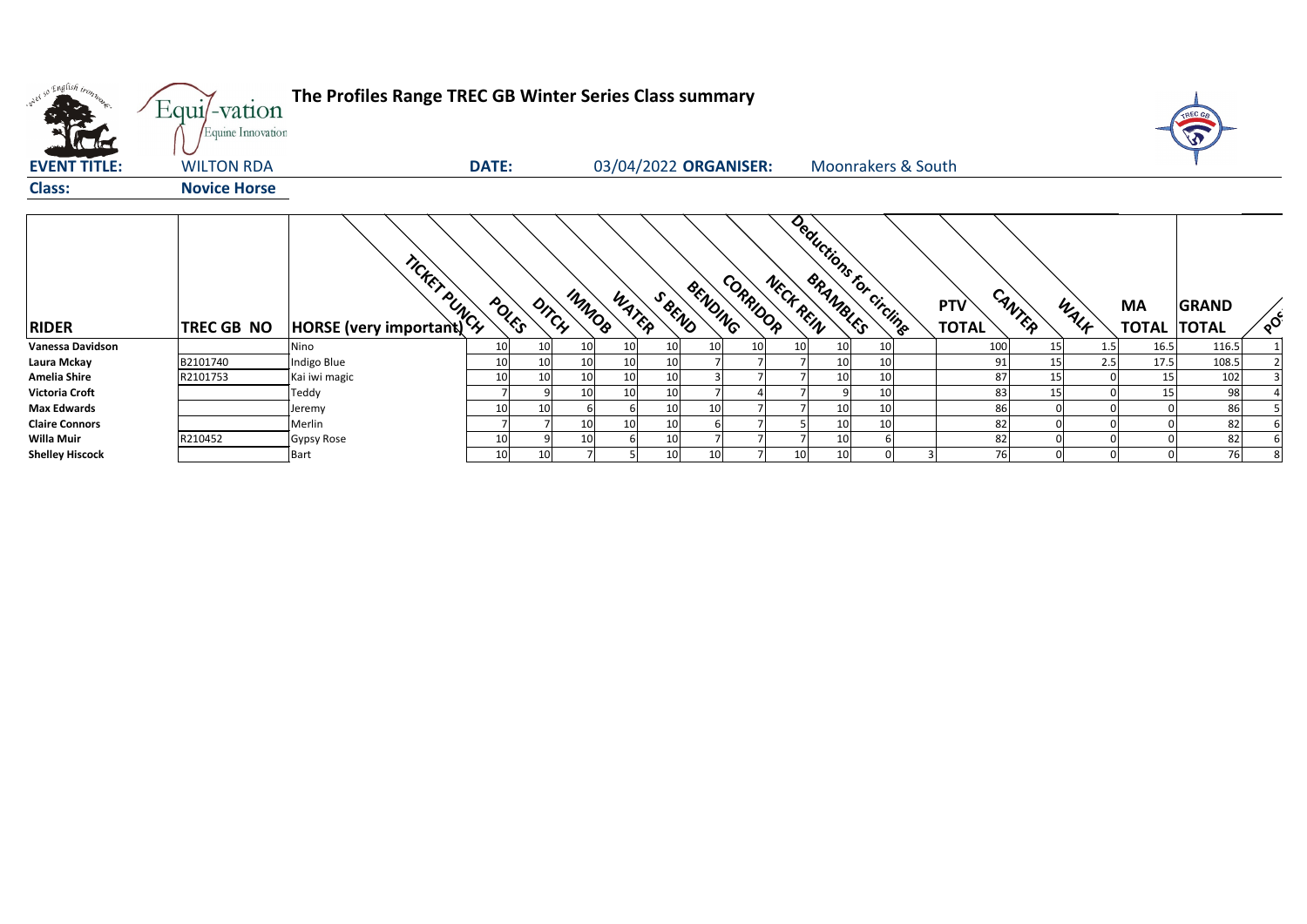# The Profiles Range TREC GB Winter Series Class summary

**EVENT TITLE:** WILTON RDA **DATE:** 03/04/2022 **ORGANISER:** Moonrakers & South

**Class:** **Novice Horse**

| RIDER | TREC GB NO | HORSE (very important) | TICKET PUNCH | POLES | DITCH | IMMOB | WATER | S BEND | BENDING | CORRIDOR | NECK REIN | BRAMBLES | Deductions for circling | PTV TOTAL | CANTER | WALK | MA TOTAL | GRAND TOTAL | POS |
|---|---|---|---|---|---|---|---|---|---|---|---|---|---|---|---|---|---|---|---|
| Vanessa Davidson | | Nino | 10 | 10 | 10 | 10 | 10 | 10 | 10 | 10 | 10 | 10 | | 100 | 15 | 1.5 | 16.5 | 116.5 | 1 |
| Laura Mckay | B2101740 | Indigo Blue | 10 | 10 | 10 | 10 | 10 | 7 | 7 | 7 | 10 | 10 | | 91 | 15 | 2.5 | 17.5 | 108.5 | 2 |
| Amelia Shire | R2101753 | Kai iwi magic | 10 | 10 | 10 | 10 | 10 | 3 | 7 | 7 | 10 | 10 | | 87 | 15 | 0 | 15 | 102 | 3 |
| Victoria Croft | | Teddy | 7 | 9 | 10 | 10 | 10 | 7 | 4 | 7 | 9 | 10 | | 83 | 15 | 0 | 15 | 98 | 4 |
| Max Edwards | | Jeremy | 10 | 10 | 6 | 6 | 10 | 10 | 7 | 7 | 10 | 10 | | 86 | 0 | 0 | 0 | 86 | 5 |
| Claire Connors | | Merlin | 7 | 7 | 10 | 10 | 10 | 6 | 7 | 5 | 10 | 10 | | 82 | 0 | 0 | 0 | 82 | 6 |
| Willa Muir | R210452 | Gypsy Rose | 10 | 9 | 10 | 6 | 10 | 7 | 7 | 7 | 10 | 6 | | 82 | 0 | 0 | 0 | 82 | 6 |
| Shelley Hiscock | | Bart | 10 | 10 | 7 | 5 | 10 | 10 | 7 | 10 | 10 | 0 | 3 | 76 | 0 | 0 | 0 | 76 | 8 |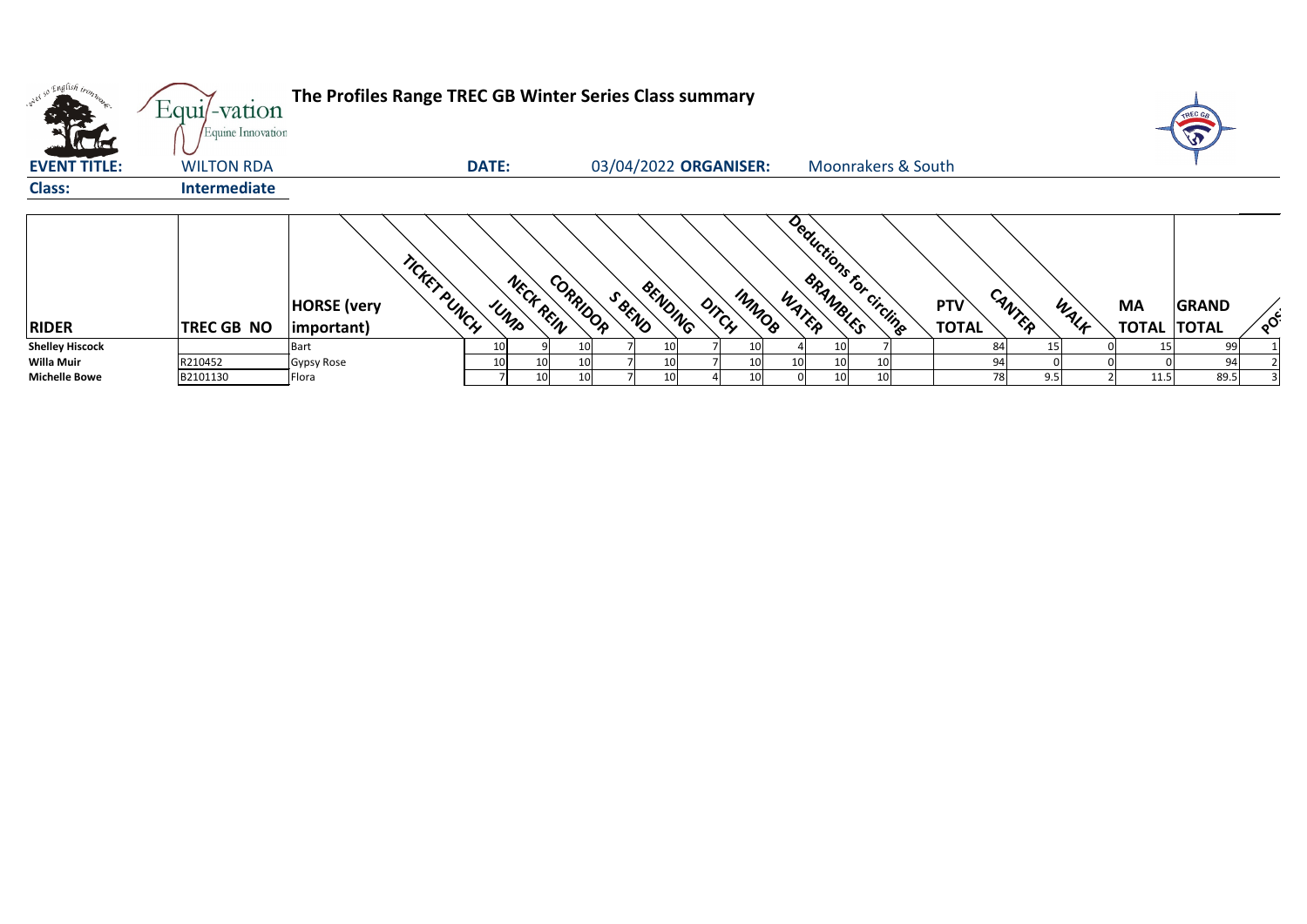# The Profiles Range TREC GB Winter Series Class summary

Equi-vation Equine Innovation

**EVENT TITLE:** WILTON RDA **DATE:** 03/04/2022 **ORGANISER:** Moonrakers & South

**Class:** **Intermediate**

| RIDER | TREC GB NO | HORSE (very important) | TICKET PUNCH | JUMP | NECK REIN | CORRIDOR | S BEND | BENDING | DITCH | IMMOB | WATER | BRAMBLES | Deductions for circling | PTV TOTAL | CANTER | WALK | MA TOTAL | GRAND TOTAL | POS |
|---|---|---|---|---|---|---|---|---|---|---|---|---|---|---|---|---|---|---|---|
| Shelley Hiscock | | Bart | 10 | 9 | 10 | 7 | 10 | 7 | 10 | 4 | 10 | 7 | | 84 | 15 | 0 | 15 | 99 | 1 |
| Willa Muir | R210452 | Gypsy Rose | 10 | 10 | 10 | 7 | 10 | 7 | 10 | 10 | 10 | 10 | | 94 | 0 | 0 | 0 | 94 | 2 |
| Michelle Bowe | B2101130 | Flora | 7 | 10 | 10 | 7 | 10 | 4 | 10 | 0 | 10 | 10 | | 78 | 9.5 | 2 | 11.5 | 89.5 | 3 |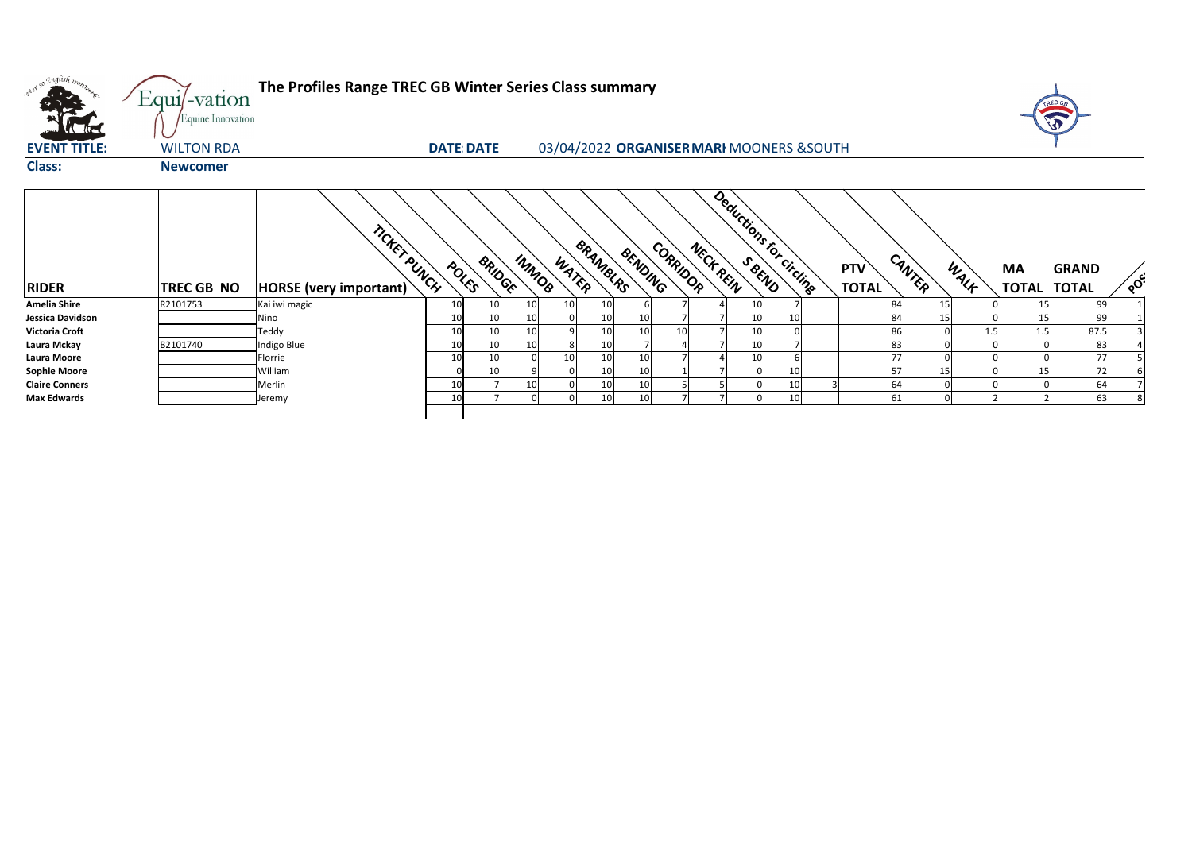**The Profiles Range TREC GB Winter Series Class summary**

**EVENT TITLE:** WILTON RDA

**DATE:** 03/04/2022 **ORGANISER:** MARI MOONERS &SOUTH

**Class:** **Newcomer**

| RIDER | TREC GB NO | HORSE (very important) | TICKET PUNCH | POLES | BRIDGE | IMMOB | WATER | BRAMBLRS | BENDING | CORRIDOR | NECK REIN | S BEND | Deductions for circling | PTV TOTAL | CANTER | WALK | MA TOTAL | GRAND TOTAL | POS |
|---|---|---|---|---|---|---|---|---|---|---|---|---|---|---|---|---|---|---|---|
| **Amelia Shire** | R2101753 | Kai iwi magic | 10 | 10 | 10 | 10 | 10 | 6 | 7 | 4 | 10 | 7 | | 84 | 15 | 0 | 15 | 99 | 1 |
| **Jessica Davidson** | | Nino | 10 | 10 | 10 | 0 | 10 | 10 | 7 | 7 | 10 | 10 | | 84 | 15 | 0 | 15 | 99 | 1 |
| **Victoria Croft** | | Teddy | 10 | 10 | 10 | 9 | 10 | 10 | 10 | 7 | 10 | 0 | | 86 | 0 | 1.5 | 1.5 | 87.5 | 3 |
| **Laura Mckay** | B2101740 | Indigo Blue | 10 | 10 | 10 | 8 | 10 | 7 | 4 | 7 | 10 | 7 | | 83 | 0 | 0 | 0 | 83 | 4 |
| **Laura Moore** | | Florrie | 10 | 10 | 0 | 10 | 10 | 10 | 7 | 4 | 10 | 6 | | 77 | 0 | 0 | 0 | 77 | 5 |
| **Sophie Moore** | | William | 0 | 10 | 9 | 0 | 10 | 10 | 1 | 7 | 0 | 10 | | 57 | 15 | 0 | 15 | 72 | 6 |
| **Claire Conners** | | Merlin | 10 | 7 | 10 | 0 | 10 | 10 | 5 | 5 | 0 | 10 | 3 | 64 | 0 | 0 | 0 | 64 | 7 |
| **Max Edwards** | | Jeremy | 10 | 7 | 0 | 0 | 10 | 10 | 7 | 7 | 0 | 10 | | 61 | 0 | 2 | 2 | 63 | 8 |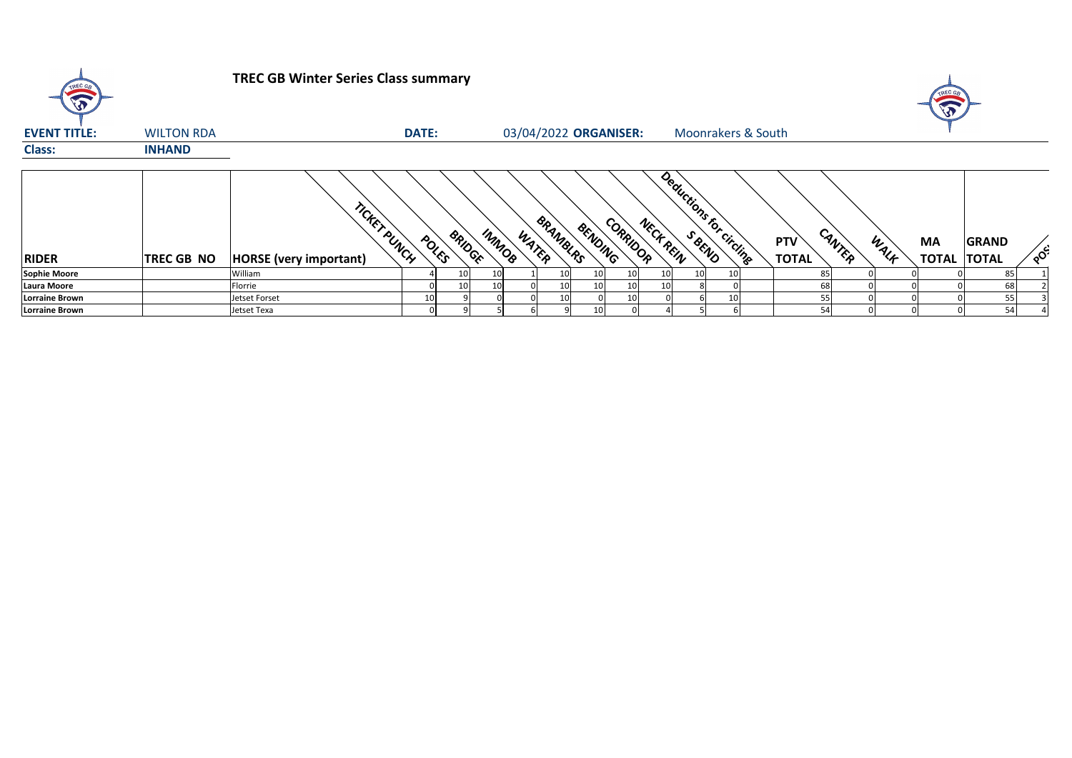**TREC GB Winter Series Class summary**

**EVENT TITLE:** WILTON RDA **DATE:** 03/04/2022 **ORGANISER:** Moonrakers & South

**Class:** **INHAND**

| RIDER | TREC GB NO | HORSE (very important) | TICKET PUNCH | POLES | BRIDGE | IMMOB | WATER | BRAMBLRS | BENDING | CORRIDOR | NECK REIN | S BEND | Deductions for circling | PTV TOTAL | CANTER | WALK | MA TOTAL | GRAND TOTAL | POS |
|---|---|---|---|---|---|---|---|---|---|---|---|---|---|---|---|---|---|---|---|
| Sophie Moore | | William | 4 | 10 | 10 | 1 | 10 | 10 | 10 | 10 | 10 | 10 | | 85 | 0 | 0 | 0 | 85 | 1 |
| Laura Moore | | Florrie | 0 | 10 | 10 | 0 | 10 | 10 | 10 | 10 | 8 | 0 | | 68 | 0 | 0 | 0 | 68 | 2 |
| Lorraine Brown | | Jetset Forset | 10 | 9 | 0 | 0 | 10 | 0 | 10 | 0 | 6 | 10 | | 55 | 0 | 0 | 0 | 55 | 3 |
| Lorraine Brown | | Jetset Texa | 0 | 9 | 5 | 6 | 9 | 10 | 0 | 4 | 5 | 6 | | 54 | 0 | 0 | 0 | 54 | 4 |